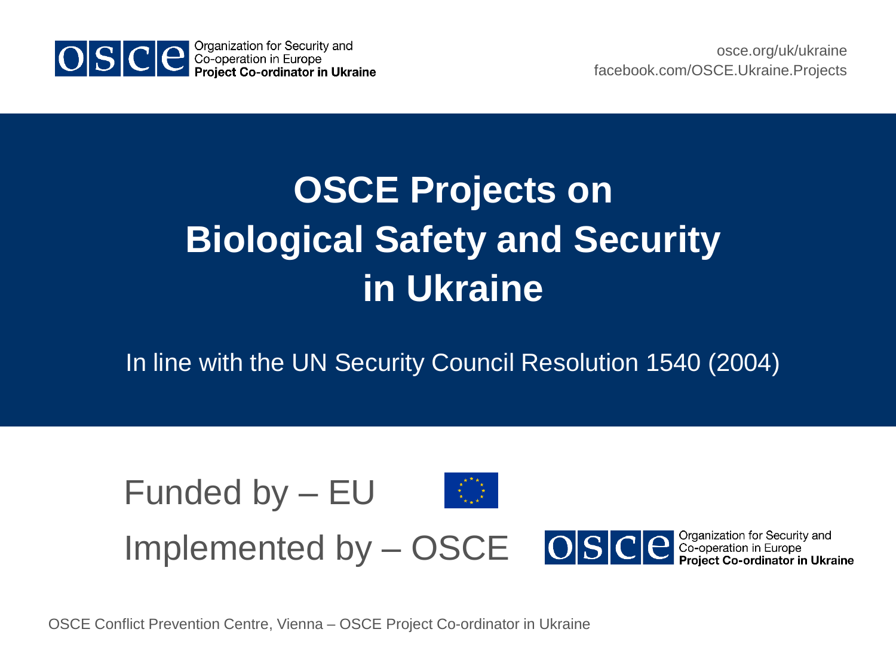Organization for Security and Co-operation in Europe
**Project Co-ordinator in Ukraine**

osce.org/uk/ukraine
facebook.com/OSCE.Ukraine.Projects

# OSCE Projects on Biological Safety and Security in Ukraine

In line with the UN Security Council Resolution 1540 (2004)

Funded by – EU

Implemented by – OSCE

Organization for Security and Co-operation in Europe
**Project Co-ordinator in Ukraine**

OSCE Conflict Prevention Centre, Vienna – OSCE Project Co-ordinator in Ukraine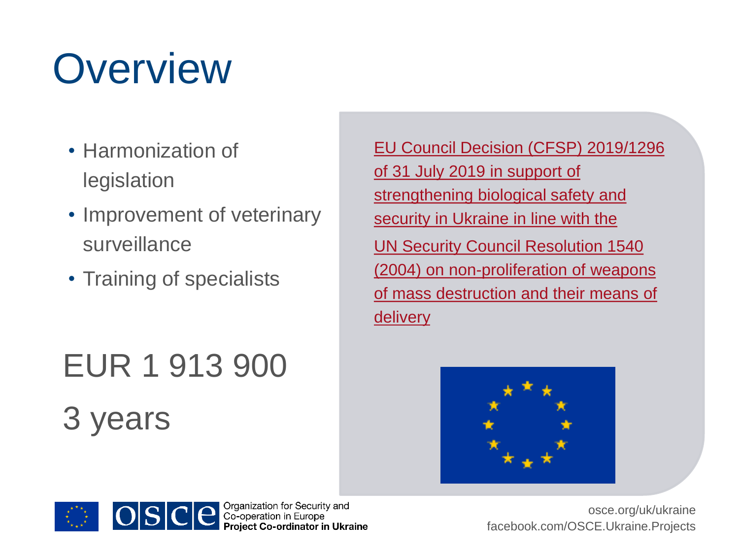# Overview

- Harmonization of legislation
- Improvement of veterinary surveillance
- Training of specialists

EUR 1 913 900

3 years

EU Council Decision (CFSP) 2019/1296 of 31 July 2019 in support of strengthening biological safety and security in Ukraine in line with the UN Security Council Resolution 1540 (2004) on non-proliferation of weapons of mass destruction and their means of delivery

Organization for Security and Co-operation in Europe
**Project Co-ordinator in Ukraine**

osce.org/uk/ukraine
facebook.com/OSCE.Ukraine.Projects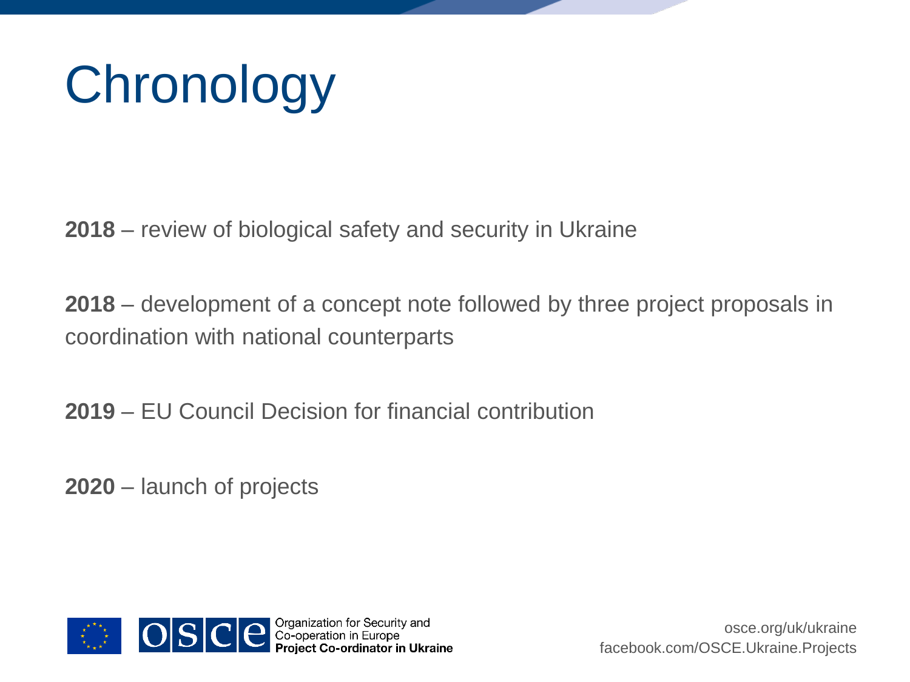# Chronology

**2018** – review of biological safety and security in Ukraine

**2018** – development of a concept note followed by three project proposals in coordination with national counterparts

**2019** – EU Council Decision for financial contribution

**2020** – launch of projects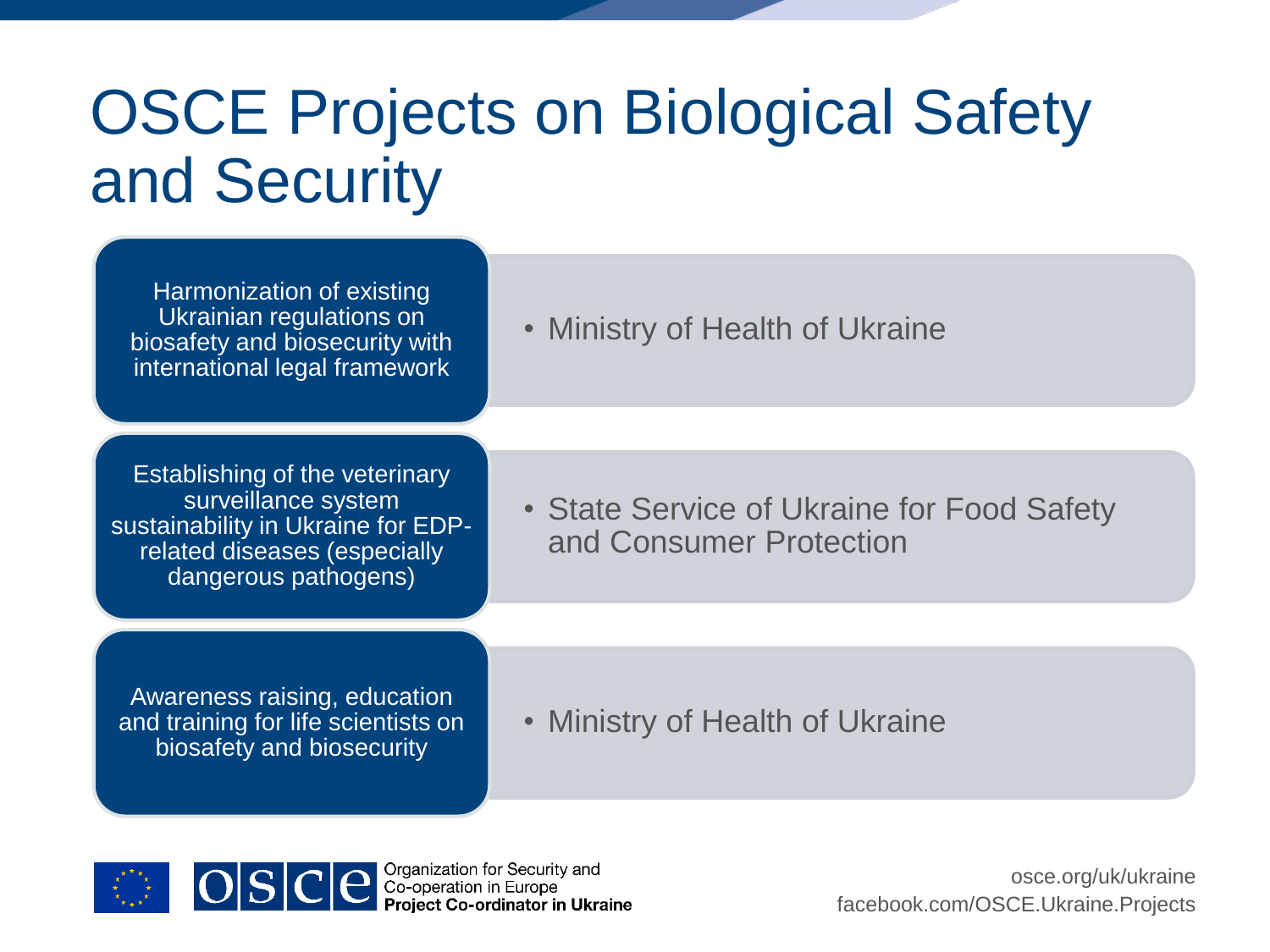# OSCE Projects on Biological Safety and Security

| Project | Partner |
| --- | --- |
| Harmonization of existing Ukrainian regulations on biosafety and biosecurity with international legal framework | • Ministry of Health of Ukraine |
| Establishing of the veterinary surveillance system sustainability in Ukraine for EDP-related diseases (especially dangerous pathogens) | • State Service of Ukraine for Food Safety and Consumer Protection |
| Awareness raising, education and training for life scientists on biosafety and biosecurity | • Ministry of Health of Ukraine |

Organization for Security and Co-operation in Europe
**Project Co-ordinator in Ukraine**

osce.org/uk/ukraine
facebook.com/OSCE.Ukraine.Projects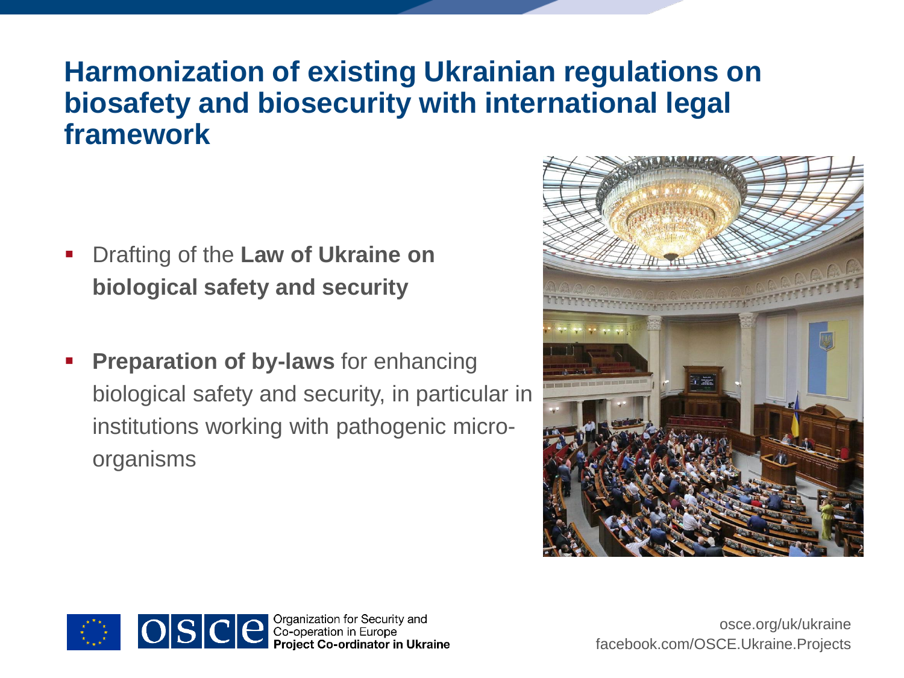# Harmonization of existing Ukrainian regulations on biosafety and biosecurity with international legal framework

- Drafting of the **Law of Ukraine on biological safety and security**
- **Preparation of by-laws** for enhancing biological safety and security, in particular in institutions working with pathogenic micro-organisms

Organization for Security and Co-operation in Europe
**Project Co-ordinator in Ukraine**

osce.org/uk/ukraine
facebook.com/OSCE.Ukraine.Projects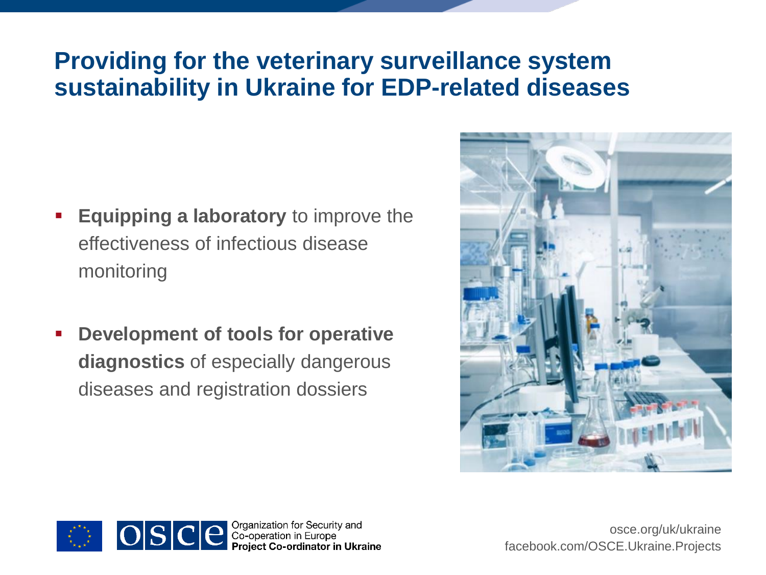# Providing for the veterinary surveillance system sustainability in Ukraine for EDP-related diseases

- **Equipping a laboratory** to improve the effectiveness of infectious disease monitoring
- **Development of tools for operative diagnostics** of especially dangerous diseases and registration dossiers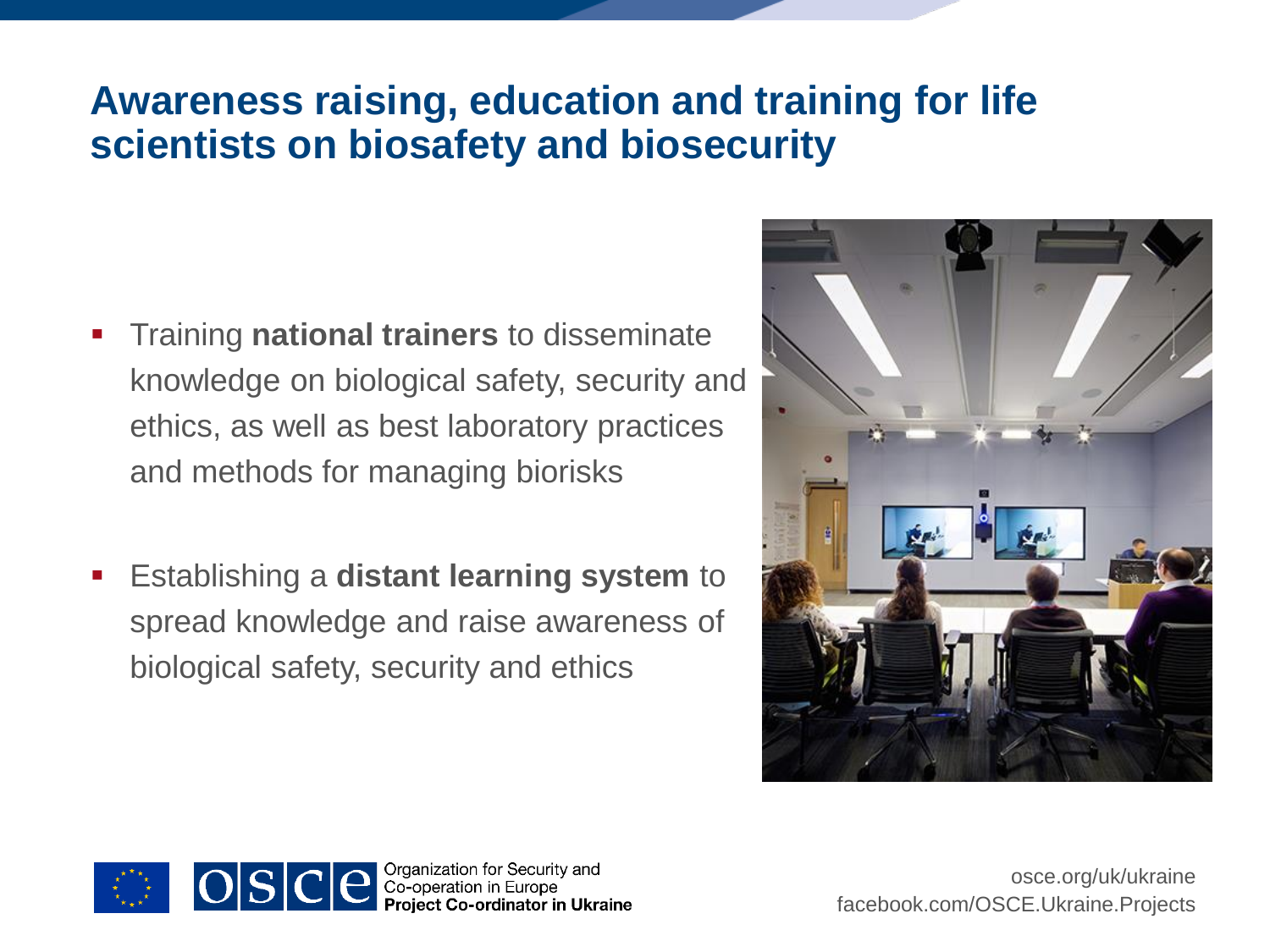# Awareness raising, education and training for life scientists on biosafety and biosecurity

- Training **national trainers** to disseminate knowledge on biological safety, security and ethics, as well as best laboratory practices and methods for managing biorisks
- Establishing a **distant learning system** to spread knowledge and raise awareness of biological safety, security and ethics

Organization for Security and Co-operation in Europe
**Project Co-ordinator in Ukraine**

osce.org/uk/ukraine
facebook.com/OSCE.Ukraine.Projects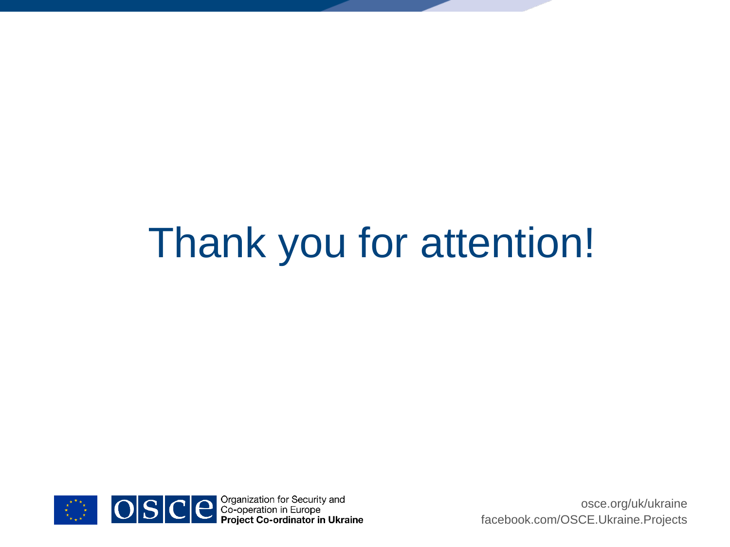# Thank you for attention!

Organization for Security and Co-operation in Europe
**Project Co-ordinator in Ukraine**

osce.org/uk/ukraine
facebook.com/OSCE.Ukraine.Projects